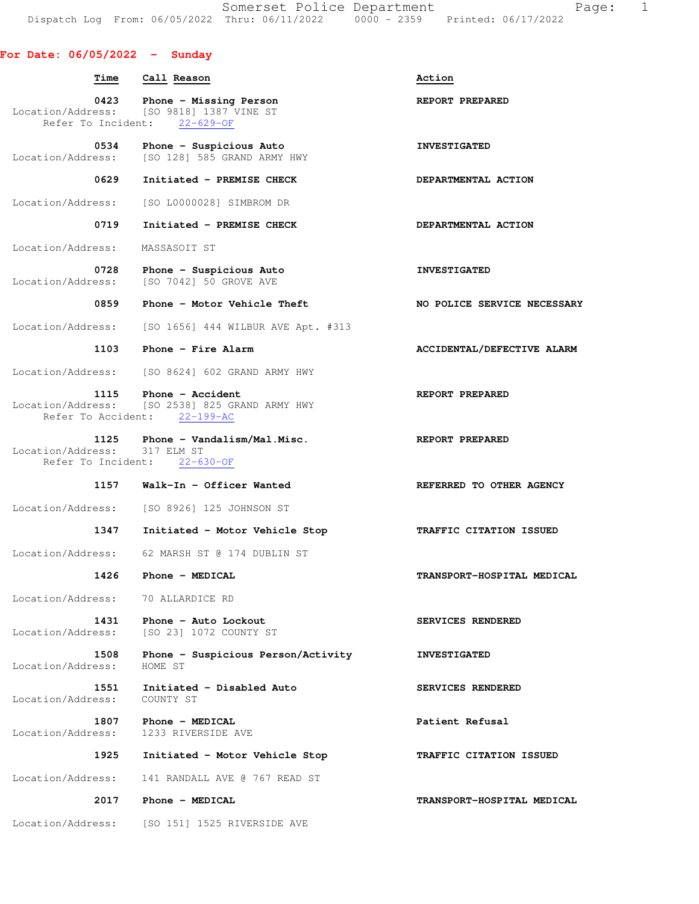Somerset Police Department
Dispatch Log From: 06/05/2022 Thru: 06/11/2022 0000 - 2359 Printed: 06/17/2022

**For Date: 06/05/2022 - Sunday**

| Time | Call Reason | Action |
|---|---|---|
| 0423 | Phone - Missing Person<br>Location/Address: [SO 9818] 1387 VINE ST<br>Refer To Incident: 22-629-OF | REPORT PREPARED |
| 0534 | Phone - Suspicious Auto<br>Location/Address: [SO 128] 585 GRAND ARMY HWY | INVESTIGATED |
| 0629 | Initiated - PREMISE CHECK<br>Location/Address: [SO L0000028] SIMBROM DR | DEPARTMENTAL ACTION |
| 0719 | Initiated - PREMISE CHECK<br>Location/Address: MASSASOIT ST | DEPARTMENTAL ACTION |
| 0728 | Phone - Suspicious Auto<br>Location/Address: [SO 7042] 50 GROVE AVE | INVESTIGATED |
| 0859 | Phone - Motor Vehicle Theft<br>Location/Address: [SO 1656] 444 WILBUR AVE Apt. #313 | NO POLICE SERVICE NECESSARY |
| 1103 | Phone - Fire Alarm<br>Location/Address: [SO 8624] 602 GRAND ARMY HWY | ACCIDENTAL/DEFECTIVE ALARM |
| 1115 | Phone - Accident<br>Location/Address: [SO 2538] 825 GRAND ARMY HWY<br>Refer To Accident: 22-199-AC | REPORT PREPARED |
| 1125 | Phone - Vandalism/Mal.Misc.<br>Location/Address: 317 ELM ST<br>Refer To Incident: 22-630-OF | REPORT PREPARED |
| 1157 | Walk-In - Officer Wanted<br>Location/Address: [SO 8926] 125 JOHNSON ST | REFERRED TO OTHER AGENCY |
| 1347 | Initiated - Motor Vehicle Stop<br>Location/Address: 62 MARSH ST @ 174 DUBLIN ST | TRAFFIC CITATION ISSUED |
| 1426 | Phone - MEDICAL<br>Location/Address: 70 ALLARDICE RD | TRANSPORT-HOSPITAL MEDICAL |
| 1431 | Phone - Auto Lockout<br>Location/Address: [SO 23] 1072 COUNTY ST | SERVICES RENDERED |
| 1508 | Phone - Suspicious Person/Activity<br>Location/Address: HOME ST | INVESTIGATED |
| 1551 | Initiated - Disabled Auto<br>Location/Address: COUNTY ST | SERVICES RENDERED |
| 1807 | Phone - MEDICAL<br>Location/Address: 1233 RIVERSIDE AVE | Patient Refusal |
| 1925 | Initiated - Motor Vehicle Stop<br>Location/Address: 141 RANDALL AVE @ 767 READ ST | TRAFFIC CITATION ISSUED |
| 2017 | Phone - MEDICAL<br>Location/Address: [SO 151] 1525 RIVERSIDE AVE | TRANSPORT-HOSPITAL MEDICAL |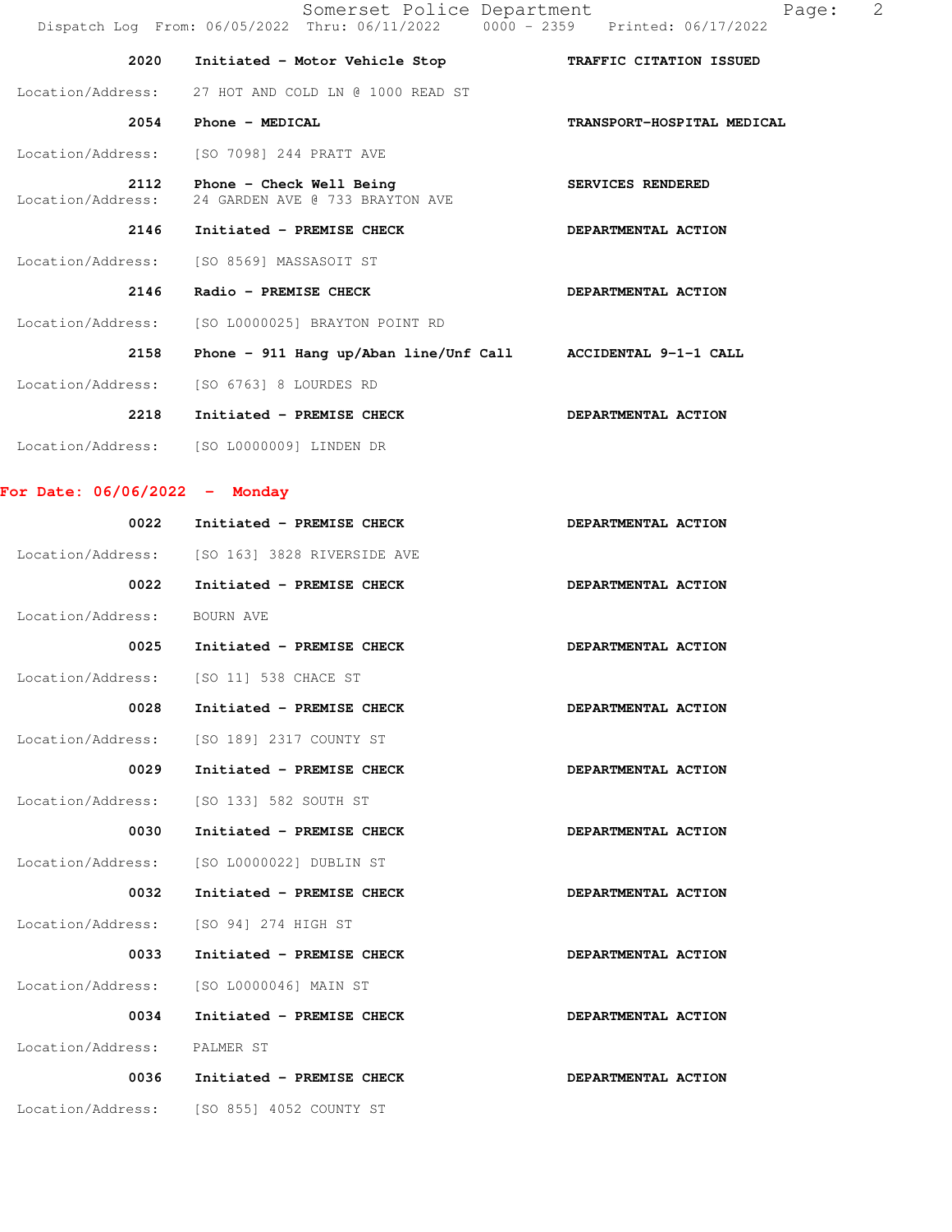| | | |
|---|---|---|
| **2020** | **Initiated - Motor Vehicle Stop** | **TRAFFIC CITATION ISSUED** |
| Location/Address: | 27 HOT AND COLD LN @ 1000 READ ST | |
| **2054** | **Phone - MEDICAL** | **TRANSPORT-HOSPITAL MEDICAL** |
| Location/Address: | [SO 7098] 244 PRATT AVE | |
| **2112** | **Phone - Check Well Being** | **SERVICES RENDERED** |
| Location/Address: | 24 GARDEN AVE @ 733 BRAYTON AVE | |
| **2146** | **Initiated - PREMISE CHECK** | **DEPARTMENTAL ACTION** |
| Location/Address: | [SO 8569] MASSASOIT ST | |
| **2146** | **Radio - PREMISE CHECK** | **DEPARTMENTAL ACTION** |
| Location/Address: | [SO L0000025] BRAYTON POINT RD | |
| **2158** | **Phone - 911 Hang up/Aban line/Unf Call** | **ACCIDENTAL 9-1-1 CALL** |
| Location/Address: | [SO 6763] 8 LOURDES RD | |
| **2218** | **Initiated - PREMISE CHECK** | **DEPARTMENTAL ACTION** |
| Location/Address: | [SO L0000009] LINDEN DR | |

## For Date: 06/06/2022 - Monday

| | | |
|---|---|---|
| **0022** | **Initiated - PREMISE CHECK** | **DEPARTMENTAL ACTION** |
| Location/Address: | [SO 163] 3828 RIVERSIDE AVE | |
| **0022** | **Initiated - PREMISE CHECK** | **DEPARTMENTAL ACTION** |
| Location/Address: | BOURN AVE | |
| **0025** | **Initiated - PREMISE CHECK** | **DEPARTMENTAL ACTION** |
| Location/Address: | [SO 11] 538 CHACE ST | |
| **0028** | **Initiated - PREMISE CHECK** | **DEPARTMENTAL ACTION** |
| Location/Address: | [SO 189] 2317 COUNTY ST | |
| **0029** | **Initiated - PREMISE CHECK** | **DEPARTMENTAL ACTION** |
| Location/Address: | [SO 133] 582 SOUTH ST | |
| **0030** | **Initiated - PREMISE CHECK** | **DEPARTMENTAL ACTION** |
| Location/Address: | [SO L0000022] DUBLIN ST | |
| **0032** | **Initiated - PREMISE CHECK** | **DEPARTMENTAL ACTION** |
| Location/Address: | [SO 94] 274 HIGH ST | |
| **0033** | **Initiated - PREMISE CHECK** | **DEPARTMENTAL ACTION** |
| Location/Address: | [SO L0000046] MAIN ST | |
| **0034** | **Initiated - PREMISE CHECK** | **DEPARTMENTAL ACTION** |
| Location/Address: | PALMER ST | |
| **0036** | **Initiated - PREMISE CHECK** | **DEPARTMENTAL ACTION** |
| Location/Address: | [SO 855] 4052 COUNTY ST | |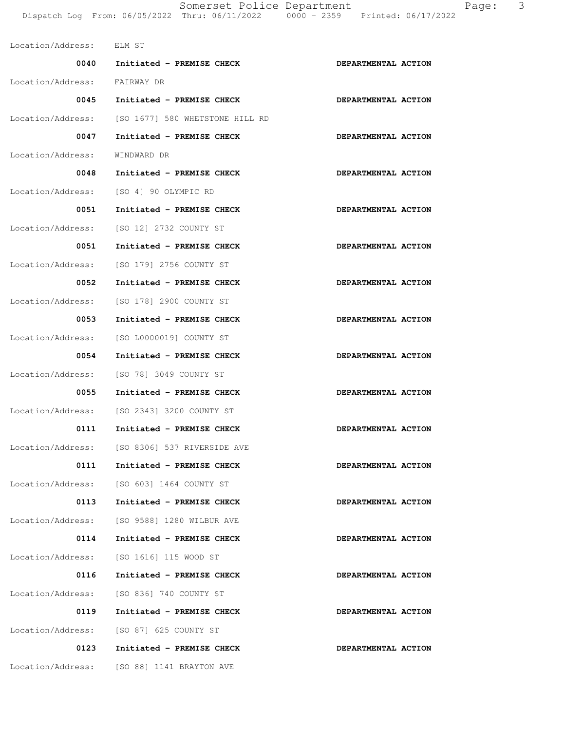Location/Address: ELM ST

**0040 Initiated - PREMISE CHECK** **DEPARTMENTAL ACTION**

Location/Address: FAIRWAY DR

**0045 Initiated - PREMISE CHECK** **DEPARTMENTAL ACTION**

Location/Address: [SO 1677] 580 WHETSTONE HILL RD

**0047 Initiated - PREMISE CHECK** **DEPARTMENTAL ACTION**

Location/Address: WINDWARD DR

**0048 Initiated - PREMISE CHECK** **DEPARTMENTAL ACTION**

Location/Address: [SO 4] 90 OLYMPIC RD

**0051 Initiated - PREMISE CHECK** **DEPARTMENTAL ACTION**

Location/Address: [SO 12] 2732 COUNTY ST

**0051 Initiated - PREMISE CHECK** **DEPARTMENTAL ACTION**

Location/Address: [SO 179] 2756 COUNTY ST

**0052 Initiated - PREMISE CHECK** **DEPARTMENTAL ACTION**

Location/Address: [SO 178] 2900 COUNTY ST

**0053 Initiated - PREMISE CHECK** **DEPARTMENTAL ACTION**

Location/Address: [SO L0000019] COUNTY ST

**0054 Initiated - PREMISE CHECK** **DEPARTMENTAL ACTION**

Location/Address: [SO 78] 3049 COUNTY ST

**0055 Initiated - PREMISE CHECK** **DEPARTMENTAL ACTION**

Location/Address: [SO 2343] 3200 COUNTY ST

**0111 Initiated - PREMISE CHECK** **DEPARTMENTAL ACTION**

Location/Address: [SO 8306] 537 RIVERSIDE AVE

**0111 Initiated - PREMISE CHECK** **DEPARTMENTAL ACTION**

Location/Address: [SO 603] 1464 COUNTY ST

**0113 Initiated - PREMISE CHECK** **DEPARTMENTAL ACTION**

Location/Address: [SO 9588] 1280 WILBUR AVE

**0114 Initiated - PREMISE CHECK** **DEPARTMENTAL ACTION**

Location/Address: [SO 1616] 115 WOOD ST

**0116 Initiated - PREMISE CHECK** **DEPARTMENTAL ACTION**

Location/Address: [SO 836] 740 COUNTY ST

**0119 Initiated - PREMISE CHECK** **DEPARTMENTAL ACTION**

Location/Address: [SO 87] 625 COUNTY ST

**0123 Initiated - PREMISE CHECK** **DEPARTMENTAL ACTION**

Location/Address: [SO 88] 1141 BRAYTON AVE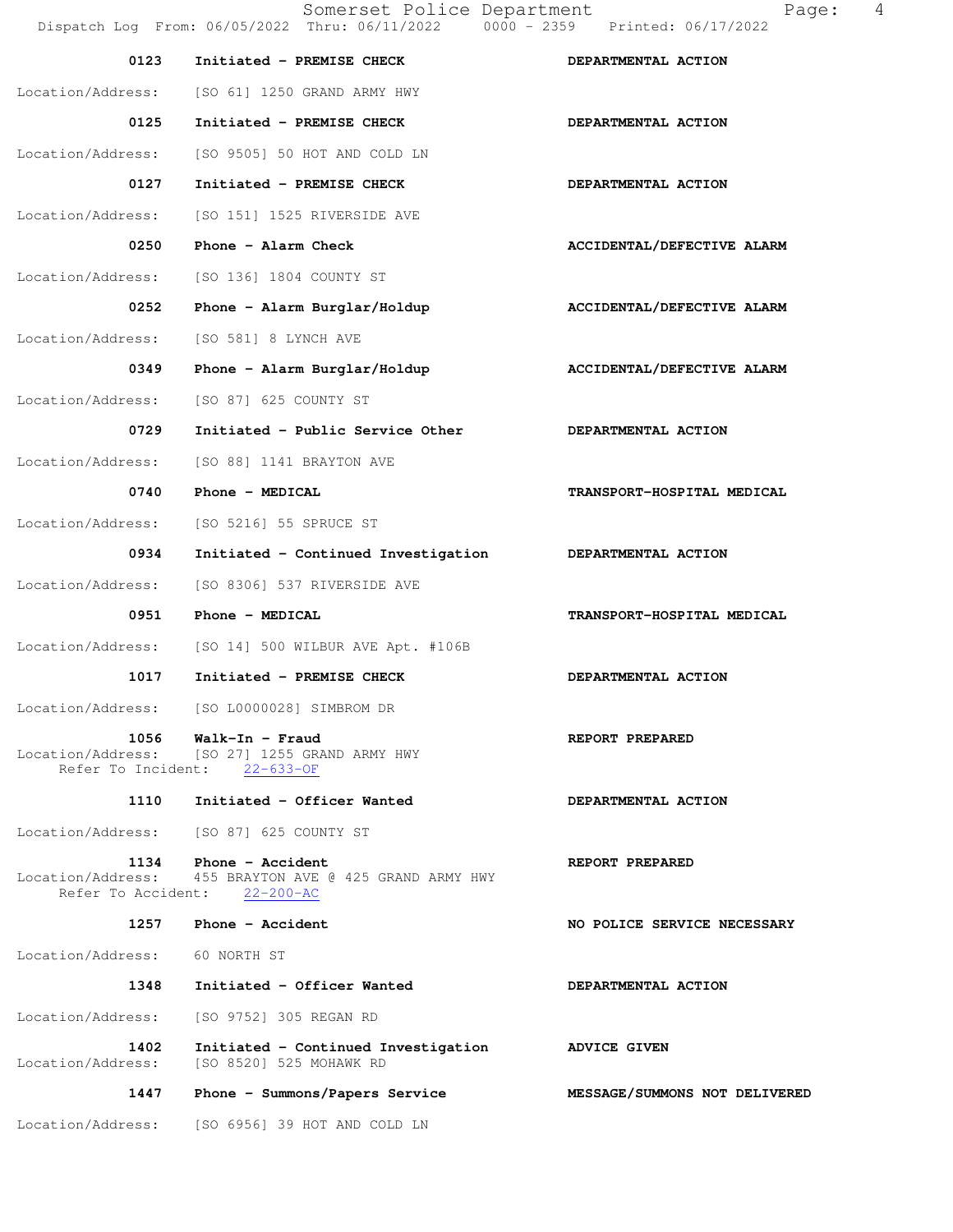| | | |
|---|---|---|
| 0123 | Initiated - PREMISE CHECK | DEPARTMENTAL ACTION |
| Location/Address: | [SO 61] 1250 GRAND ARMY HWY | |
| 0125 | Initiated - PREMISE CHECK | DEPARTMENTAL ACTION |
| Location/Address: | [SO 9505] 50 HOT AND COLD LN | |
| 0127 | Initiated - PREMISE CHECK | DEPARTMENTAL ACTION |
| Location/Address: | [SO 151] 1525 RIVERSIDE AVE | |
| 0250 | Phone - Alarm Check | ACCIDENTAL/DEFECTIVE ALARM |
| Location/Address: | [SO 136] 1804 COUNTY ST | |
| 0252 | Phone - Alarm Burglar/Holdup | ACCIDENTAL/DEFECTIVE ALARM |
| Location/Address: | [SO 581] 8 LYNCH AVE | |
| 0349 | Phone - Alarm Burglar/Holdup | ACCIDENTAL/DEFECTIVE ALARM |
| Location/Address: | [SO 87] 625 COUNTY ST | |
| 0729 | Initiated - Public Service Other | DEPARTMENTAL ACTION |
| Location/Address: | [SO 88] 1141 BRAYTON AVE | |
| 0740 | Phone - MEDICAL | TRANSPORT-HOSPITAL MEDICAL |
| Location/Address: | [SO 5216] 55 SPRUCE ST | |
| 0934 | Initiated - Continued Investigation | DEPARTMENTAL ACTION |
| Location/Address: | [SO 8306] 537 RIVERSIDE AVE | |
| 0951 | Phone - MEDICAL | TRANSPORT-HOSPITAL MEDICAL |
| Location/Address: | [SO 14] 500 WILBUR AVE Apt. #106B | |
| 1017 | Initiated - PREMISE CHECK | DEPARTMENTAL ACTION |
| Location/Address: | [SO L0000028] SIMBROM DR | |
| 1056 | Walk-In - Fraud | REPORT PREPARED |
| Location/Address: | [SO 27] 1255 GRAND ARMY HWY | |
| Refer To Incident: | 22-633-OF | |
| 1110 | Initiated - Officer Wanted | DEPARTMENTAL ACTION |
| Location/Address: | [SO 87] 625 COUNTY ST | |
| 1134 | Phone - Accident | REPORT PREPARED |
| Location/Address: | 455 BRAYTON AVE @ 425 GRAND ARMY HWY | |
| Refer To Accident: | 22-200-AC | |
| 1257 | Phone - Accident | NO POLICE SERVICE NECESSARY |
| Location/Address: | 60 NORTH ST | |
| 1348 | Initiated - Officer Wanted | DEPARTMENTAL ACTION |
| Location/Address: | [SO 9752] 305 REGAN RD | |
| 1402 | Initiated - Continued Investigation | ADVICE GIVEN |
| Location/Address: | [SO 8520] 525 MOHAWK RD | |
| 1447 | Phone - Summons/Papers Service | MESSAGE/SUMMONS NOT DELIVERED |
| Location/Address: | [SO 6956] 39 HOT AND COLD LN | |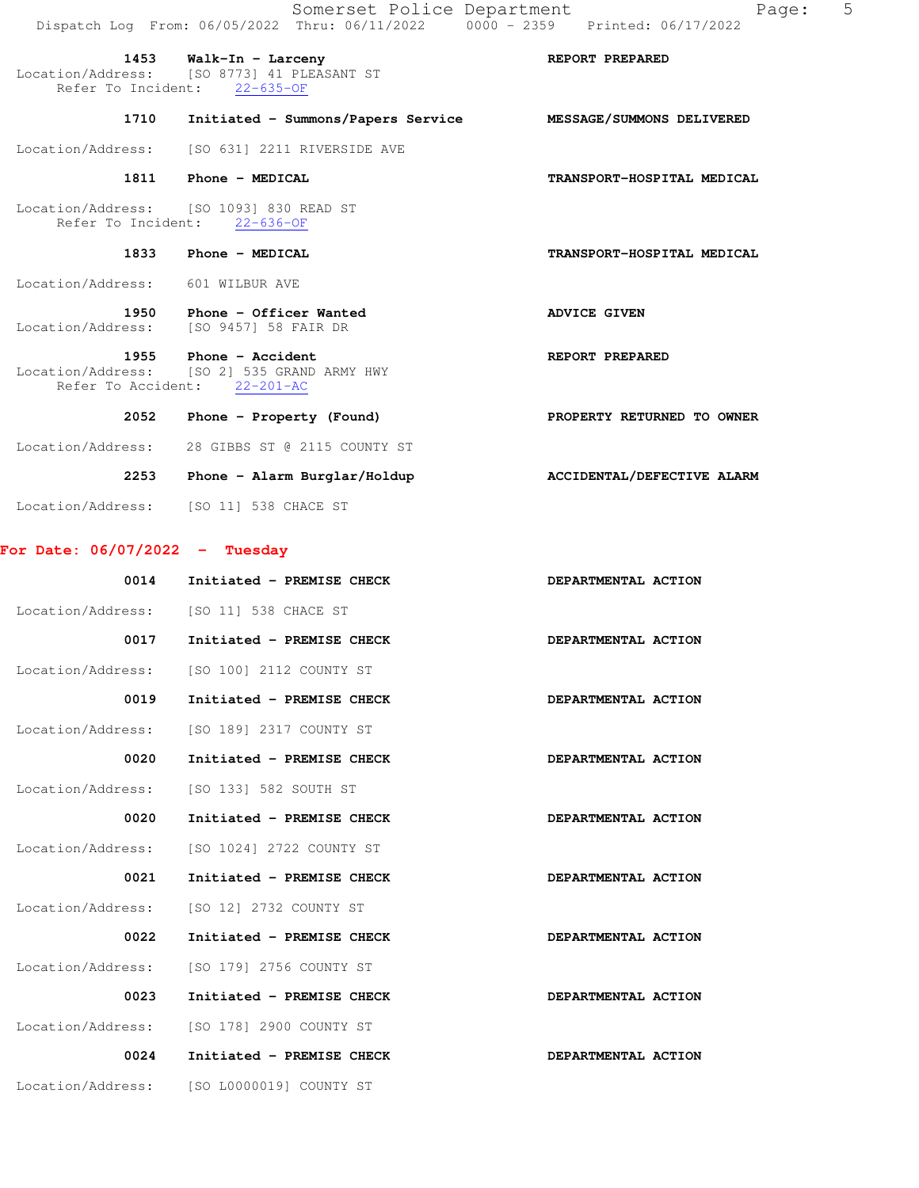1453 **Walk-In - Larceny** **REPORT PREPARED**
Location/Address: [SO 8773] 41 PLEASANT ST
Refer To Incident: 22-635-OF

1710 **Initiated - Summons/Papers Service** **MESSAGE/SUMMONS DELIVERED**
Location/Address: [SO 631] 2211 RIVERSIDE AVE

1811 **Phone - MEDICAL** **TRANSPORT-HOSPITAL MEDICAL**
Location/Address: [SO 1093] 830 READ ST
Refer To Incident: 22-636-OF

1833 **Phone - MEDICAL** **TRANSPORT-HOSPITAL MEDICAL**
Location/Address: 601 WILBUR AVE

1950 **Phone - Officer Wanted** **ADVICE GIVEN**
Location/Address: [SO 9457] 58 FAIR DR

1955 **Phone - Accident** **REPORT PREPARED**
Location/Address: [SO 2] 535 GRAND ARMY HWY
Refer To Accident: 22-201-AC

2052 **Phone - Property (Found)** **PROPERTY RETURNED TO OWNER**
Location/Address: 28 GIBBS ST @ 2115 COUNTY ST

2253 **Phone - Alarm Burglar/Holdup** **ACCIDENTAL/DEFECTIVE ALARM**
Location/Address: [SO 11] 538 CHACE ST

**For Date: 06/07/2022 - Tuesday**

0014 **Initiated - PREMISE CHECK** **DEPARTMENTAL ACTION**
Location/Address: [SO 11] 538 CHACE ST

0017 **Initiated - PREMISE CHECK** **DEPARTMENTAL ACTION**
Location/Address: [SO 100] 2112 COUNTY ST

0019 **Initiated - PREMISE CHECK** **DEPARTMENTAL ACTION**
Location/Address: [SO 189] 2317 COUNTY ST

0020 **Initiated - PREMISE CHECK** **DEPARTMENTAL ACTION**
Location/Address: [SO 133] 582 SOUTH ST

0020 **Initiated - PREMISE CHECK** **DEPARTMENTAL ACTION**
Location/Address: [SO 1024] 2722 COUNTY ST

0021 **Initiated - PREMISE CHECK** **DEPARTMENTAL ACTION**
Location/Address: [SO 12] 2732 COUNTY ST

0022 **Initiated - PREMISE CHECK** **DEPARTMENTAL ACTION**
Location/Address: [SO 179] 2756 COUNTY ST

0023 **Initiated - PREMISE CHECK** **DEPARTMENTAL ACTION**
Location/Address: [SO 178] 2900 COUNTY ST

0024 **Initiated - PREMISE CHECK** **DEPARTMENTAL ACTION**
Location/Address: [SO L0000019] COUNTY ST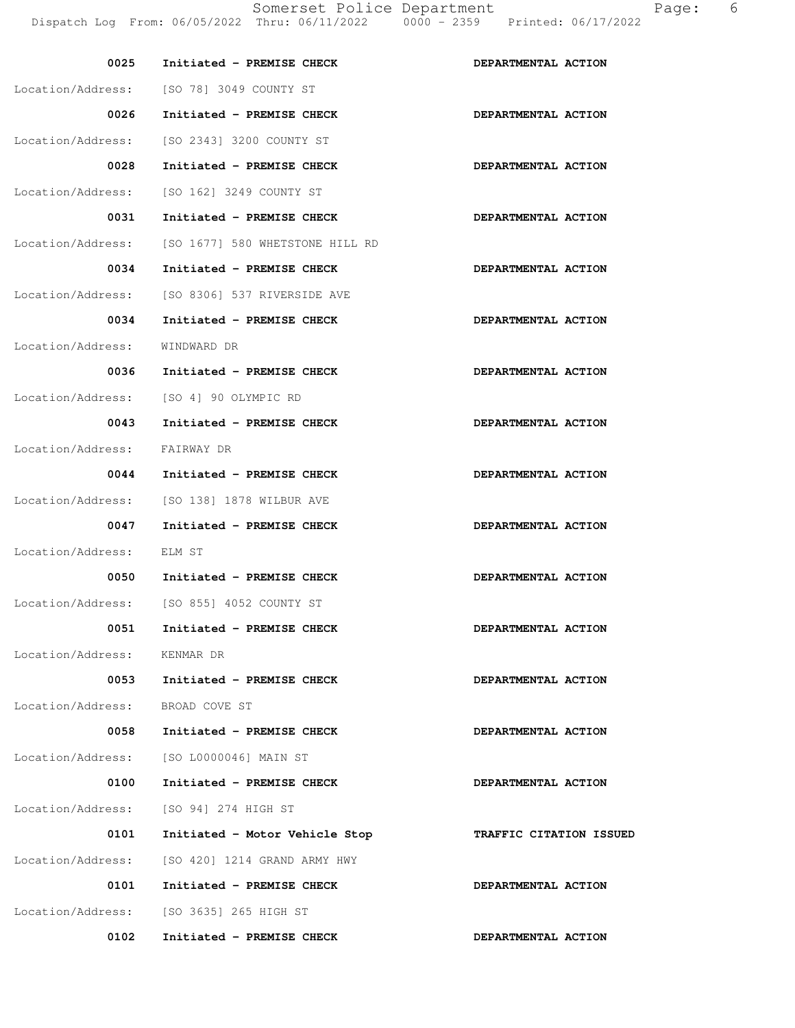0025 Initiated - PREMISE CHECK DEPARTMENTAL ACTION

Location/Address: [SO 78] 3049 COUNTY ST

0026 Initiated - PREMISE CHECK DEPARTMENTAL ACTION

Location/Address: [SO 2343] 3200 COUNTY ST

0028 Initiated - PREMISE CHECK DEPARTMENTAL ACTION

Location/Address: [SO 162] 3249 COUNTY ST

0031 Initiated - PREMISE CHECK DEPARTMENTAL ACTION

Location/Address: [SO 1677] 580 WHETSTONE HILL RD

0034 Initiated - PREMISE CHECK DEPARTMENTAL ACTION

Location/Address: [SO 8306] 537 RIVERSIDE AVE

0034 Initiated - PREMISE CHECK DEPARTMENTAL ACTION

Location/Address: WINDWARD DR

0036 Initiated - PREMISE CHECK DEPARTMENTAL ACTION

Location/Address: [SO 4] 90 OLYMPIC RD

0043 Initiated - PREMISE CHECK DEPARTMENTAL ACTION

Location/Address: FAIRWAY DR

0044 Initiated - PREMISE CHECK DEPARTMENTAL ACTION

Location/Address: [SO 138] 1878 WILBUR AVE

0047 Initiated - PREMISE CHECK DEPARTMENTAL ACTION

Location/Address: ELM ST

0050 Initiated - PREMISE CHECK DEPARTMENTAL ACTION

Location/Address: [SO 855] 4052 COUNTY ST

0051 Initiated - PREMISE CHECK DEPARTMENTAL ACTION

Location/Address: KENMAR DR

0053 Initiated - PREMISE CHECK DEPARTMENTAL ACTION

Location/Address: BROAD COVE ST

0058 Initiated - PREMISE CHECK DEPARTMENTAL ACTION

Location/Address: [SO L0000046] MAIN ST

0100 Initiated - PREMISE CHECK DEPARTMENTAL ACTION

Location/Address: [SO 94] 274 HIGH ST

0101 Initiated - Motor Vehicle Stop TRAFFIC CITATION ISSUED

Location/Address: [SO 420] 1214 GRAND ARMY HWY

0101 Initiated - PREMISE CHECK DEPARTMENTAL ACTION

Location/Address: [SO 3635] 265 HIGH ST

0102 Initiated - PREMISE CHECK DEPARTMENTAL ACTION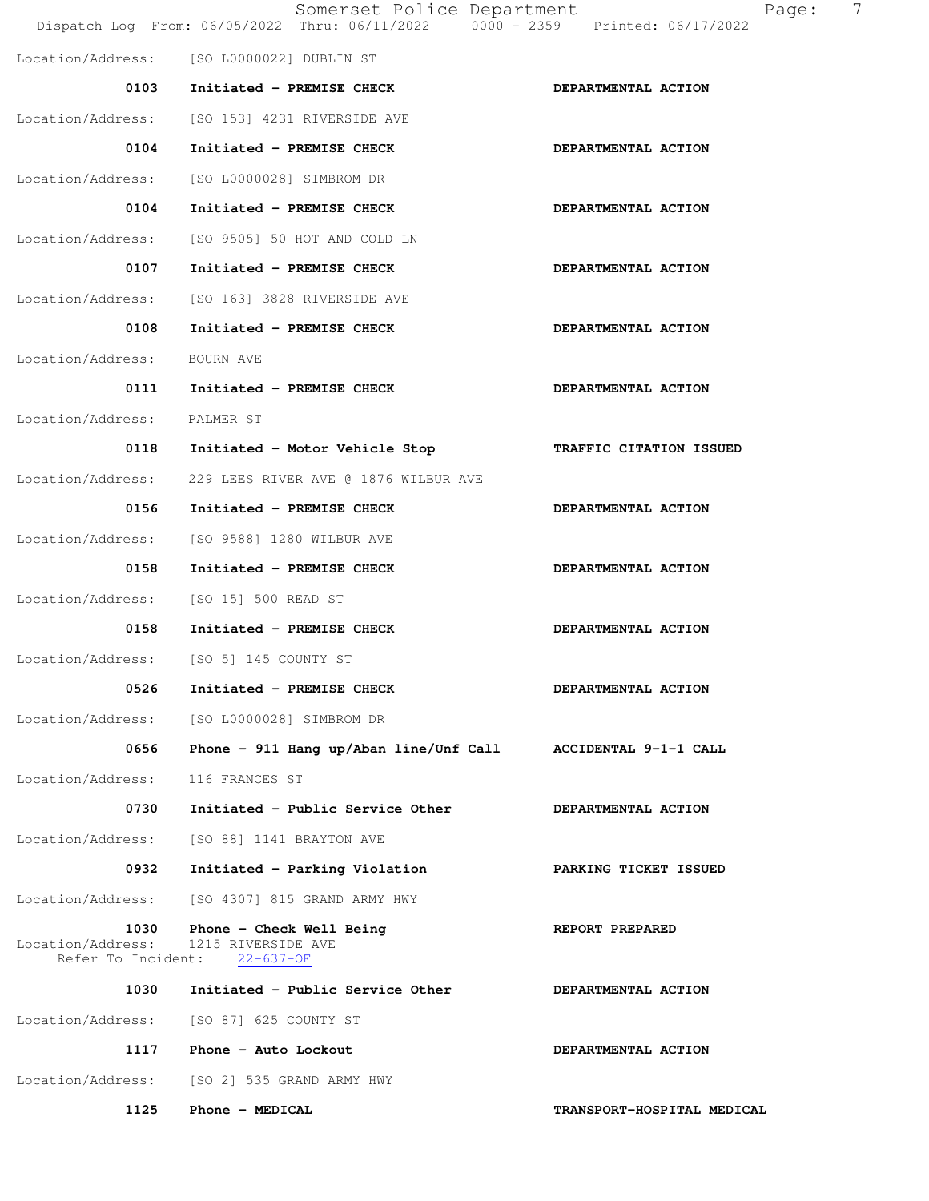Location/Address: [SO L0000022] DUBLIN ST

**0103 Initiated - PREMISE CHECK** — **DEPARTMENTAL ACTION**

Location/Address: [SO 153] 4231 RIVERSIDE AVE

**0104 Initiated - PREMISE CHECK** — **DEPARTMENTAL ACTION**

Location/Address: [SO L0000028] SIMBROM DR

**0104 Initiated - PREMISE CHECK** — **DEPARTMENTAL ACTION**

Location/Address: [SO 9505] 50 HOT AND COLD LN

**0107 Initiated - PREMISE CHECK** — **DEPARTMENTAL ACTION**

Location/Address: [SO 163] 3828 RIVERSIDE AVE

**0108 Initiated - PREMISE CHECK** — **DEPARTMENTAL ACTION**

Location/Address: BOURN AVE

**0111 Initiated - PREMISE CHECK** — **DEPARTMENTAL ACTION**

Location/Address: PALMER ST

**0118 Initiated - Motor Vehicle Stop** — **TRAFFIC CITATION ISSUED**

Location/Address: 229 LEES RIVER AVE @ 1876 WILBUR AVE

**0156 Initiated - PREMISE CHECK** — **DEPARTMENTAL ACTION**

Location/Address: [SO 9588] 1280 WILBUR AVE

**0158 Initiated - PREMISE CHECK** — **DEPARTMENTAL ACTION**

Location/Address: [SO 15] 500 READ ST

**0158 Initiated - PREMISE CHECK** — **DEPARTMENTAL ACTION**

Location/Address: [SO 5] 145 COUNTY ST

**0526 Initiated - PREMISE CHECK** — **DEPARTMENTAL ACTION**

Location/Address: [SO L0000028] SIMBROM DR

**0656 Phone - 911 Hang up/Aban line/Unf Call** — **ACCIDENTAL 9-1-1 CALL**

Location/Address: 116 FRANCES ST

**0730 Initiated - Public Service Other** — **DEPARTMENTAL ACTION**

Location/Address: [SO 88] 1141 BRAYTON AVE

**0932 Initiated - Parking Violation** — **PARKING TICKET ISSUED**

Location/Address: [SO 4307] 815 GRAND ARMY HWY

**1030 Phone - Check Well Being** — **REPORT PREPARED**

Location/Address: 1215 RIVERSIDE AVE
Refer To Incident: 22-637-OF

**1030 Initiated - Public Service Other** — **DEPARTMENTAL ACTION**

Location/Address: [SO 87] 625 COUNTY ST

**1117 Phone - Auto Lockout** — **DEPARTMENTAL ACTION**

Location/Address: [SO 2] 535 GRAND ARMY HWY

**1125 Phone - MEDICAL** — **TRANSPORT-HOSPITAL MEDICAL**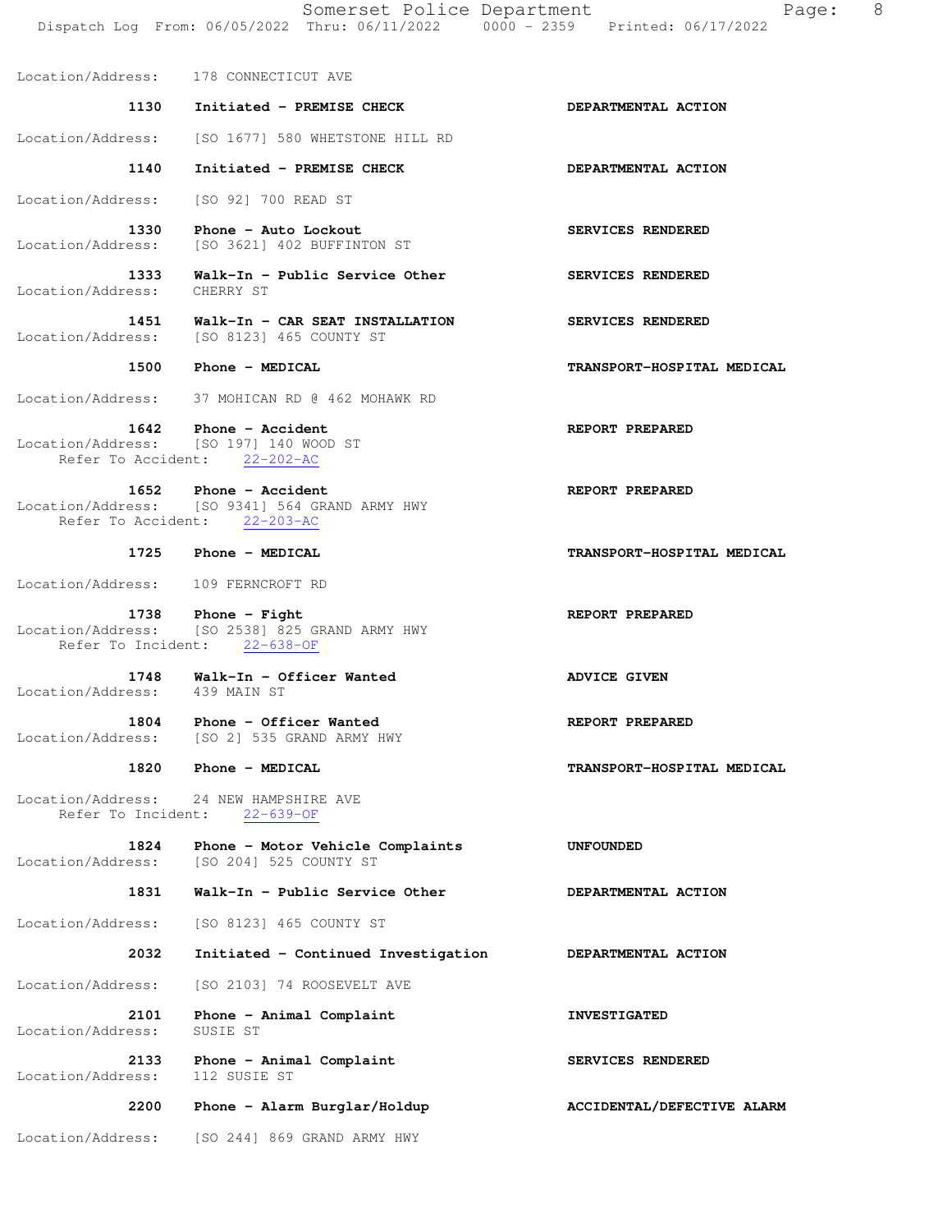Location/Address: 178 CONNECTICUT AVE

| | | |
|---|---|---|
| 1130 | Initiated - PREMISE CHECK | DEPARTMENTAL ACTION |

Location/Address: [SO 1677] 580 WHETSTONE HILL RD

| | | |
|---|---|---|
| 1140 | Initiated - PREMISE CHECK | DEPARTMENTAL ACTION |

Location/Address: [SO 92] 700 READ ST

| | | |
|---|---|---|
| 1330 | Phone - Auto Lockout | SERVICES RENDERED |

Location/Address: [SO 3621] 402 BUFFINTON ST

| | | |
|---|---|---|
| 1333 | Walk-In - Public Service Other | SERVICES RENDERED |

Location/Address: CHERRY ST

| | | |
|---|---|---|
| 1451 | Walk-In - CAR SEAT INSTALLATION | SERVICES RENDERED |

Location/Address: [SO 8123] 465 COUNTY ST

| | | |
|---|---|---|
| 1500 | Phone - MEDICAL | TRANSPORT-HOSPITAL MEDICAL |

Location/Address: 37 MOHICAN RD @ 462 MOHAWK RD

| | | |
|---|---|---|
| 1642 | Phone - Accident | REPORT PREPARED |

Location/Address: [SO 197] 140 WOOD ST
Refer To Accident: 22-202-AC

| | | |
|---|---|---|
| 1652 | Phone - Accident | REPORT PREPARED |

Location/Address: [SO 9341] 564 GRAND ARMY HWY
Refer To Accident: 22-203-AC

| | | |
|---|---|---|
| 1725 | Phone - MEDICAL | TRANSPORT-HOSPITAL MEDICAL |

Location/Address: 109 FERNCROFT RD

| | | |
|---|---|---|
| 1738 | Phone - Fight | REPORT PREPARED |

Location/Address: [SO 2538] 825 GRAND ARMY HWY
Refer To Incident: 22-638-OF

| | | |
|---|---|---|
| 1748 | Walk-In - Officer Wanted | ADVICE GIVEN |

Location/Address: 439 MAIN ST

| | | |
|---|---|---|
| 1804 | Phone - Officer Wanted | REPORT PREPARED |

Location/Address: [SO 2] 535 GRAND ARMY HWY

| | | |
|---|---|---|
| 1820 | Phone - MEDICAL | TRANSPORT-HOSPITAL MEDICAL |

Location/Address: 24 NEW HAMPSHIRE AVE
Refer To Incident: 22-639-OF

| | | |
|---|---|---|
| 1824 | Phone - Motor Vehicle Complaints | UNFOUNDED |

Location/Address: [SO 204] 525 COUNTY ST

| | | |
|---|---|---|
| 1831 | Walk-In - Public Service Other | DEPARTMENTAL ACTION |

Location/Address: [SO 8123] 465 COUNTY ST

| | | |
|---|---|---|
| 2032 | Initiated - Continued Investigation | DEPARTMENTAL ACTION |

Location/Address: [SO 2103] 74 ROOSEVELT AVE

| | | |
|---|---|---|
| 2101 | Phone - Animal Complaint | INVESTIGATED |

Location/Address: SUSIE ST

| | | |
|---|---|---|
| 2133 | Phone - Animal Complaint | SERVICES RENDERED |

Location/Address: 112 SUSIE ST

| | | |
|---|---|---|
| 2200 | Phone - Alarm Burglar/Holdup | ACCIDENTAL/DEFECTIVE ALARM |

Location/Address: [SO 244] 869 GRAND ARMY HWY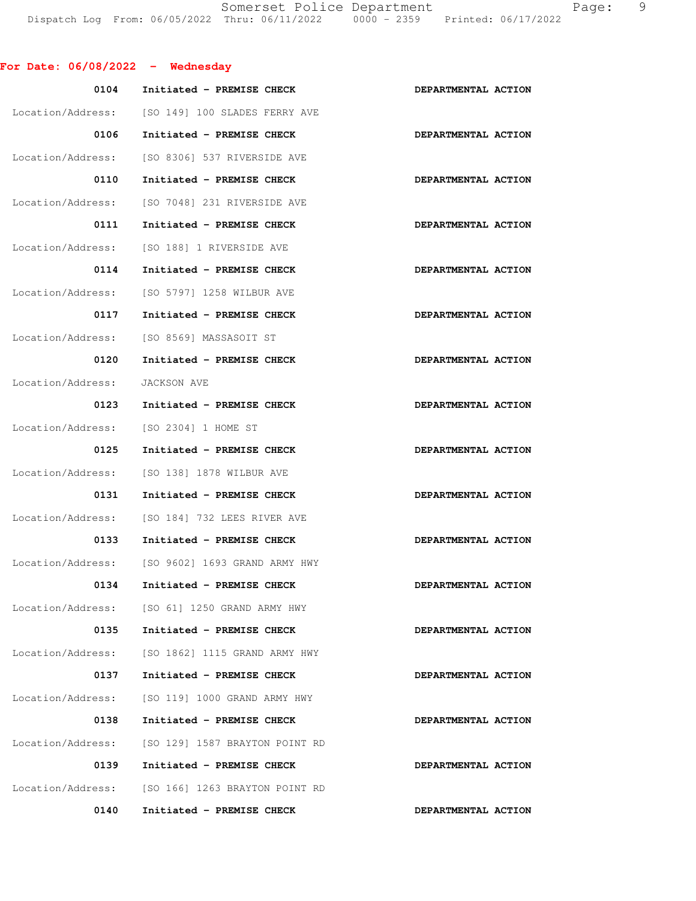**For Date: 06/08/2022 - Wednesday**

| | | |
|---|---|---|
| 0104 | Initiated - PREMISE CHECK | DEPARTMENTAL ACTION |
| Location/Address: | [SO 149] 100 SLADES FERRY AVE | |
| 0106 | Initiated - PREMISE CHECK | DEPARTMENTAL ACTION |
| Location/Address: | [SO 8306] 537 RIVERSIDE AVE | |
| 0110 | Initiated - PREMISE CHECK | DEPARTMENTAL ACTION |
| Location/Address: | [SO 7048] 231 RIVERSIDE AVE | |
| 0111 | Initiated - PREMISE CHECK | DEPARTMENTAL ACTION |
| Location/Address: | [SO 188] 1 RIVERSIDE AVE | |
| 0114 | Initiated - PREMISE CHECK | DEPARTMENTAL ACTION |
| Location/Address: | [SO 5797] 1258 WILBUR AVE | |
| 0117 | Initiated - PREMISE CHECK | DEPARTMENTAL ACTION |
| Location/Address: | [SO 8569] MASSASOIT ST | |
| 0120 | Initiated - PREMISE CHECK | DEPARTMENTAL ACTION |
| Location/Address: | JACKSON AVE | |
| 0123 | Initiated - PREMISE CHECK | DEPARTMENTAL ACTION |
| Location/Address: | [SO 2304] 1 HOME ST | |
| 0125 | Initiated - PREMISE CHECK | DEPARTMENTAL ACTION |
| Location/Address: | [SO 138] 1878 WILBUR AVE | |
| 0131 | Initiated - PREMISE CHECK | DEPARTMENTAL ACTION |
| Location/Address: | [SO 184] 732 LEES RIVER AVE | |
| 0133 | Initiated - PREMISE CHECK | DEPARTMENTAL ACTION |
| Location/Address: | [SO 9602] 1693 GRAND ARMY HWY | |
| 0134 | Initiated - PREMISE CHECK | DEPARTMENTAL ACTION |
| Location/Address: | [SO 61] 1250 GRAND ARMY HWY | |
| 0135 | Initiated - PREMISE CHECK | DEPARTMENTAL ACTION |
| Location/Address: | [SO 1862] 1115 GRAND ARMY HWY | |
| 0137 | Initiated - PREMISE CHECK | DEPARTMENTAL ACTION |
| Location/Address: | [SO 119] 1000 GRAND ARMY HWY | |
| 0138 | Initiated - PREMISE CHECK | DEPARTMENTAL ACTION |
| Location/Address: | [SO 129] 1587 BRAYTON POINT RD | |
| 0139 | Initiated - PREMISE CHECK | DEPARTMENTAL ACTION |
| Location/Address: | [SO 166] 1263 BRAYTON POINT RD | |
| 0140 | Initiated - PREMISE CHECK | DEPARTMENTAL ACTION |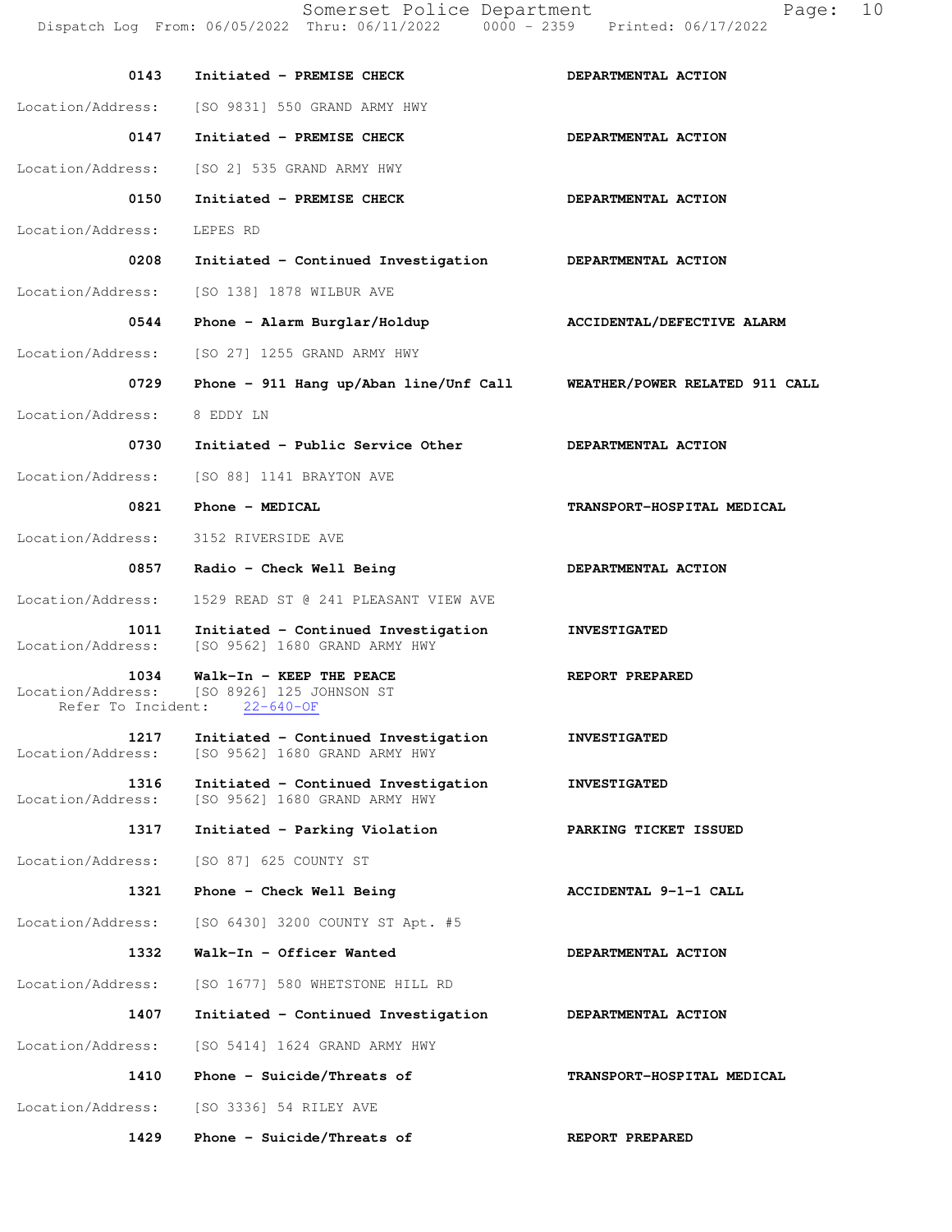| | | |
|---|---|---|
| 0143 | Initiated - PREMISE CHECK | DEPARTMENTAL ACTION |
| Location/Address: | [SO 9831] 550 GRAND ARMY HWY | |
| 0147 | Initiated - PREMISE CHECK | DEPARTMENTAL ACTION |
| Location/Address: | [SO 2] 535 GRAND ARMY HWY | |
| 0150 | Initiated - PREMISE CHECK | DEPARTMENTAL ACTION |
| Location/Address: | LEPES RD | |
| 0208 | Initiated - Continued Investigation | DEPARTMENTAL ACTION |
| Location/Address: | [SO 138] 1878 WILBUR AVE | |
| 0544 | Phone - Alarm Burglar/Holdup | ACCIDENTAL/DEFECTIVE ALARM |
| Location/Address: | [SO 27] 1255 GRAND ARMY HWY | |
| 0729 | Phone - 911 Hang up/Aban line/Unf Call | WEATHER/POWER RELATED 911 CALL |
| Location/Address: | 8 EDDY LN | |
| 0730 | Initiated - Public Service Other | DEPARTMENTAL ACTION |
| Location/Address: | [SO 88] 1141 BRAYTON AVE | |
| 0821 | Phone - MEDICAL | TRANSPORT-HOSPITAL MEDICAL |
| Location/Address: | 3152 RIVERSIDE AVE | |
| 0857 | Radio - Check Well Being | DEPARTMENTAL ACTION |
| Location/Address: | 1529 READ ST @ 241 PLEASANT VIEW AVE | |
| 1011 | Initiated - Continued Investigation | INVESTIGATED |
| Location/Address: | [SO 9562] 1680 GRAND ARMY HWY | |
| 1034 | Walk-In - KEEP THE PEACE | REPORT PREPARED |
| Location/Address: | [SO 8926] 125 JOHNSON ST | |
| Refer To Incident: | 22-640-OF | |
| 1217 | Initiated - Continued Investigation | INVESTIGATED |
| Location/Address: | [SO 9562] 1680 GRAND ARMY HWY | |
| 1316 | Initiated - Continued Investigation | INVESTIGATED |
| Location/Address: | [SO 9562] 1680 GRAND ARMY HWY | |
| 1317 | Initiated - Parking Violation | PARKING TICKET ISSUED |
| Location/Address: | [SO 87] 625 COUNTY ST | |
| 1321 | Phone - Check Well Being | ACCIDENTAL 9-1-1 CALL |
| Location/Address: | [SO 6430] 3200 COUNTY ST Apt. #5 | |
| 1332 | Walk-In - Officer Wanted | DEPARTMENTAL ACTION |
| Location/Address: | [SO 1677] 580 WHETSTONE HILL RD | |
| 1407 | Initiated - Continued Investigation | DEPARTMENTAL ACTION |
| Location/Address: | [SO 5414] 1624 GRAND ARMY HWY | |
| 1410 | Phone - Suicide/Threats of | TRANSPORT-HOSPITAL MEDICAL |
| Location/Address: | [SO 3336] 54 RILEY AVE | |
| 1429 | Phone - Suicide/Threats of | REPORT PREPARED |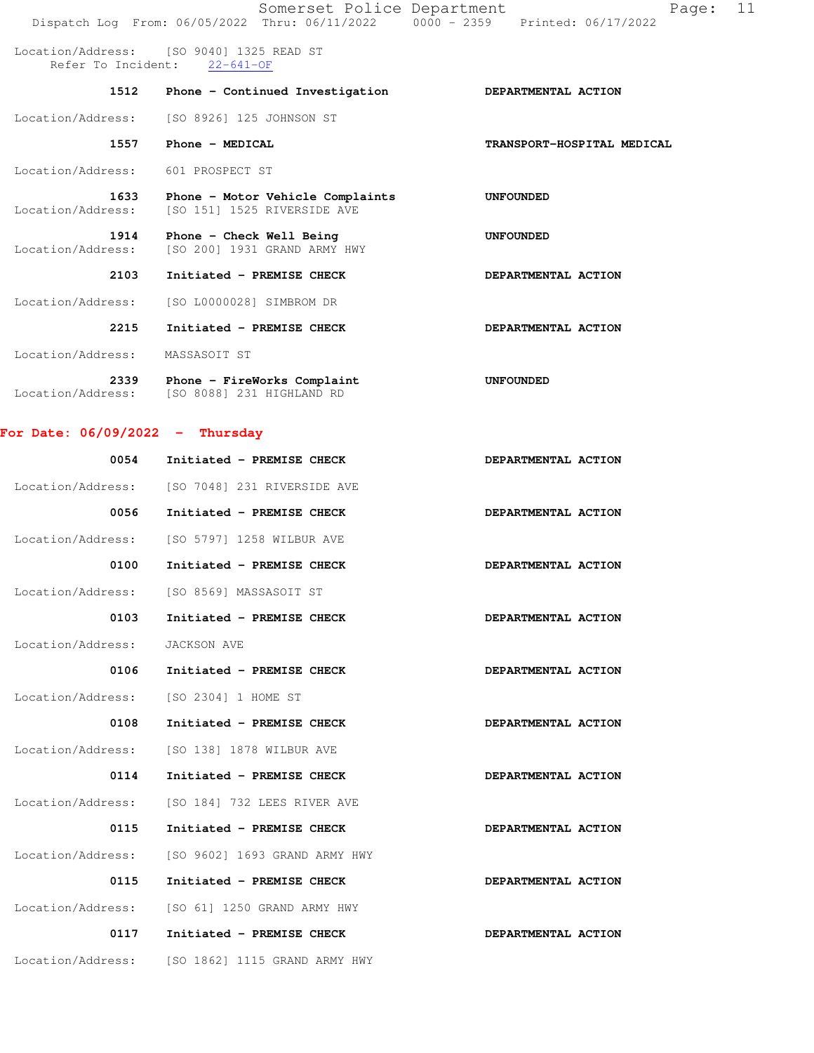Location/Address: [SO 9040] 1325 READ ST
Refer To Incident: 22-641-OF

| | | |
|---|---|---|
| 1512 | Phone - Continued Investigation | DEPARTMENTAL ACTION |

Location/Address: [SO 8926] 125 JOHNSON ST

| | | |
|---|---|---|
| 1557 | Phone - MEDICAL | TRANSPORT-HOSPITAL MEDICAL |

Location/Address: 601 PROSPECT ST

| | | |
|---|---|---|
| 1633 | Phone - Motor Vehicle Complaints | UNFOUNDED |

Location/Address: [SO 151] 1525 RIVERSIDE AVE

| | | |
|---|---|---|
| 1914 | Phone - Check Well Being | UNFOUNDED |

Location/Address: [SO 200] 1931 GRAND ARMY HWY

| | | |
|---|---|---|
| 2103 | Initiated - PREMISE CHECK | DEPARTMENTAL ACTION |

Location/Address: [SO L0000028] SIMBROM DR

| | | |
|---|---|---|
| 2215 | Initiated - PREMISE CHECK | DEPARTMENTAL ACTION |

Location/Address: MASSASOIT ST

| | | |
|---|---|---|
| 2339 | Phone - FireWorks Complaint | UNFOUNDED |

Location/Address: [SO 8088] 231 HIGHLAND RD

## For Date: 06/09/2022 - Thursday

| | | |
|---|---|---|
| 0054 | Initiated - PREMISE CHECK | DEPARTMENTAL ACTION |

Location/Address: [SO 7048] 231 RIVERSIDE AVE

| | | |
|---|---|---|
| 0056 | Initiated - PREMISE CHECK | DEPARTMENTAL ACTION |

Location/Address: [SO 5797] 1258 WILBUR AVE

| | | |
|---|---|---|
| 0100 | Initiated - PREMISE CHECK | DEPARTMENTAL ACTION |

Location/Address: [SO 8569] MASSASOIT ST

| | | |
|---|---|---|
| 0103 | Initiated - PREMISE CHECK | DEPARTMENTAL ACTION |

Location/Address: JACKSON AVE

| | | |
|---|---|---|
| 0106 | Initiated - PREMISE CHECK | DEPARTMENTAL ACTION |

Location/Address: [SO 2304] 1 HOME ST

| | | |
|---|---|---|
| 0108 | Initiated - PREMISE CHECK | DEPARTMENTAL ACTION |

Location/Address: [SO 138] 1878 WILBUR AVE

| | | |
|---|---|---|
| 0114 | Initiated - PREMISE CHECK | DEPARTMENTAL ACTION |

Location/Address: [SO 184] 732 LEES RIVER AVE

| | | |
|---|---|---|
| 0115 | Initiated - PREMISE CHECK | DEPARTMENTAL ACTION |

Location/Address: [SO 9602] 1693 GRAND ARMY HWY

| | | |
|---|---|---|
| 0115 | Initiated - PREMISE CHECK | DEPARTMENTAL ACTION |

Location/Address: [SO 61] 1250 GRAND ARMY HWY

| | | |
|---|---|---|
| 0117 | Initiated - PREMISE CHECK | DEPARTMENTAL ACTION |

Location/Address: [SO 1862] 1115 GRAND ARMY HWY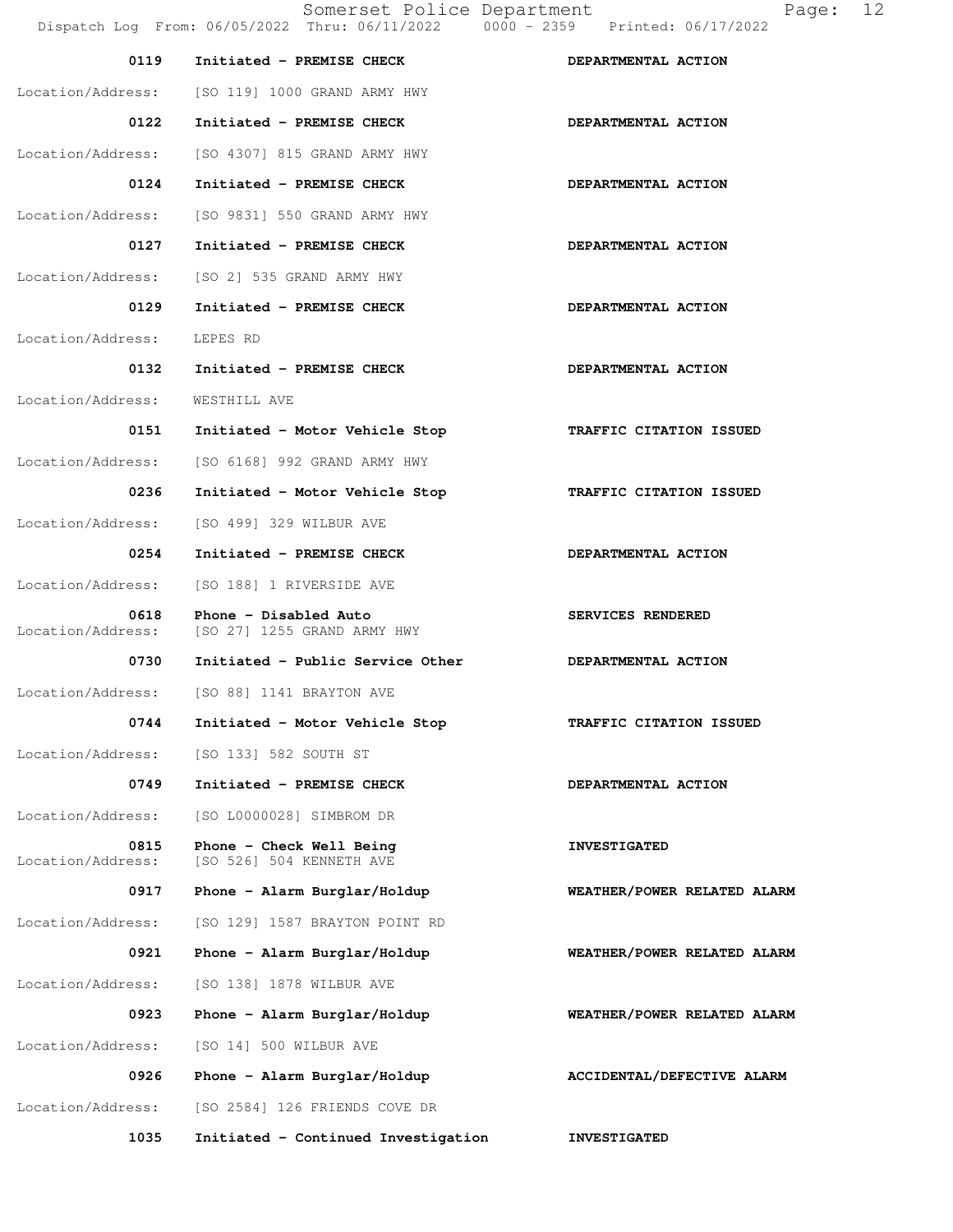| | | |
|---|---|---|
| 0119 | Initiated - PREMISE CHECK | DEPARTMENTAL ACTION |
| Location/Address: | [SO 119] 1000 GRAND ARMY HWY | |
| 0122 | Initiated - PREMISE CHECK | DEPARTMENTAL ACTION |
| Location/Address: | [SO 4307] 815 GRAND ARMY HWY | |
| 0124 | Initiated - PREMISE CHECK | DEPARTMENTAL ACTION |
| Location/Address: | [SO 9831] 550 GRAND ARMY HWY | |
| 0127 | Initiated - PREMISE CHECK | DEPARTMENTAL ACTION |
| Location/Address: | [SO 2] 535 GRAND ARMY HWY | |
| 0129 | Initiated - PREMISE CHECK | DEPARTMENTAL ACTION |
| Location/Address: | LEPES RD | |
| 0132 | Initiated - PREMISE CHECK | DEPARTMENTAL ACTION |
| Location/Address: | WESTHILL AVE | |
| 0151 | Initiated - Motor Vehicle Stop | TRAFFIC CITATION ISSUED |
| Location/Address: | [SO 6168] 992 GRAND ARMY HWY | |
| 0236 | Initiated - Motor Vehicle Stop | TRAFFIC CITATION ISSUED |
| Location/Address: | [SO 499] 329 WILBUR AVE | |
| 0254 | Initiated - PREMISE CHECK | DEPARTMENTAL ACTION |
| Location/Address: | [SO 188] 1 RIVERSIDE AVE | |
| 0618 | Phone - Disabled Auto | SERVICES RENDERED |
| Location/Address: | [SO 27] 1255 GRAND ARMY HWY | |
| 0730 | Initiated - Public Service Other | DEPARTMENTAL ACTION |
| Location/Address: | [SO 88] 1141 BRAYTON AVE | |
| 0744 | Initiated - Motor Vehicle Stop | TRAFFIC CITATION ISSUED |
| Location/Address: | [SO 133] 582 SOUTH ST | |
| 0749 | Initiated - PREMISE CHECK | DEPARTMENTAL ACTION |
| Location/Address: | [SO L0000028] SIMBROM DR | |
| 0815 | Phone - Check Well Being | INVESTIGATED |
| Location/Address: | [SO 526] 504 KENNETH AVE | |
| 0917 | Phone - Alarm Burglar/Holdup | WEATHER/POWER RELATED ALARM |
| Location/Address: | [SO 129] 1587 BRAYTON POINT RD | |
| 0921 | Phone - Alarm Burglar/Holdup | WEATHER/POWER RELATED ALARM |
| Location/Address: | [SO 138] 1878 WILBUR AVE | |
| 0923 | Phone - Alarm Burglar/Holdup | WEATHER/POWER RELATED ALARM |
| Location/Address: | [SO 14] 500 WILBUR AVE | |
| 0926 | Phone - Alarm Burglar/Holdup | ACCIDENTAL/DEFECTIVE ALARM |
| Location/Address: | [SO 2584] 126 FRIENDS COVE DR | |
| 1035 | Initiated - Continued Investigation | INVESTIGATED |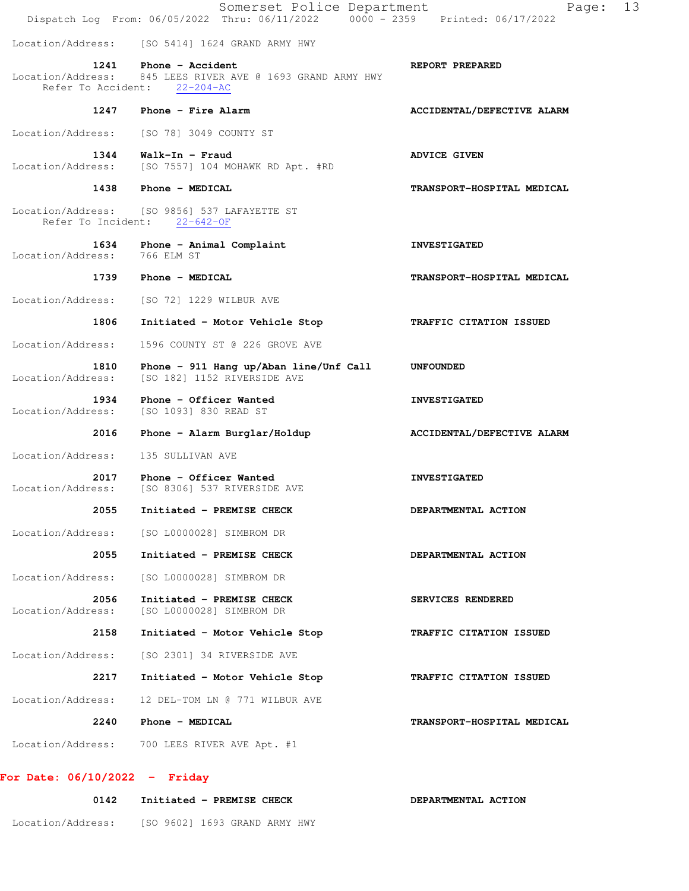Location/Address: [SO 5414] 1624 GRAND ARMY HWY

| | | | |
|---|---|---|---|
| 1241 | Phone - Accident | REPORT PREPARED | |

Location/Address: 845 LEES RIVER AVE @ 1693 GRAND ARMY HWY
Refer To Accident: 22-204-AC

**1247** **Phone - Fire Alarm** — **ACCIDENTAL/DEFECTIVE ALARM**
Location/Address: [SO 78] 3049 COUNTY ST

**1344** **Walk-In - Fraud** — **ADVICE GIVEN**
Location/Address: [SO 7557] 104 MOHAWK RD Apt. #RD

**1438** **Phone - MEDICAL** — **TRANSPORT-HOSPITAL MEDICAL**
Location/Address: [SO 9856] 537 LAFAYETTE ST
Refer To Incident: 22-642-OF

**1634** **Phone - Animal Complaint** — **INVESTIGATED**
Location/Address: 766 ELM ST

**1739** **Phone - MEDICAL** — **TRANSPORT-HOSPITAL MEDICAL**
Location/Address: [SO 72] 1229 WILBUR AVE

**1806** **Initiated - Motor Vehicle Stop** — **TRAFFIC CITATION ISSUED**
Location/Address: 1596 COUNTY ST @ 226 GROVE AVE

**1810** **Phone - 911 Hang up/Aban line/Unf Call** — **UNFOUNDED**
Location/Address: [SO 182] 1152 RIVERSIDE AVE

**1934** **Phone - Officer Wanted** — **INVESTIGATED**
Location/Address: [SO 1093] 830 READ ST

**2016** **Phone - Alarm Burglar/Holdup** — **ACCIDENTAL/DEFECTIVE ALARM**
Location/Address: 135 SULLIVAN AVE

**2017** **Phone - Officer Wanted** — **INVESTIGATED**
Location/Address: [SO 8306] 537 RIVERSIDE AVE

**2055** **Initiated - PREMISE CHECK** — **DEPARTMENTAL ACTION**
Location/Address: [SO L0000028] SIMBROM DR

**2055** **Initiated - PREMISE CHECK** — **DEPARTMENTAL ACTION**
Location/Address: [SO L0000028] SIMBROM DR

**2056** **Initiated - PREMISE CHECK** — **SERVICES RENDERED**
Location/Address: [SO L0000028] SIMBROM DR

**2158** **Initiated - Motor Vehicle Stop** — **TRAFFIC CITATION ISSUED**
Location/Address: [SO 2301] 34 RIVERSIDE AVE

**2217** **Initiated - Motor Vehicle Stop** — **TRAFFIC CITATION ISSUED**
Location/Address: 12 DEL-TOM LN @ 771 WILBUR AVE

**2240** **Phone - MEDICAL** — **TRANSPORT-HOSPITAL MEDICAL**
Location/Address: 700 LEES RIVER AVE Apt. #1

## For Date: 06/10/2022 - Friday

**0142** **Initiated - PREMISE CHECK** — **DEPARTMENTAL ACTION**
Location/Address: [SO 9602] 1693 GRAND ARMY HWY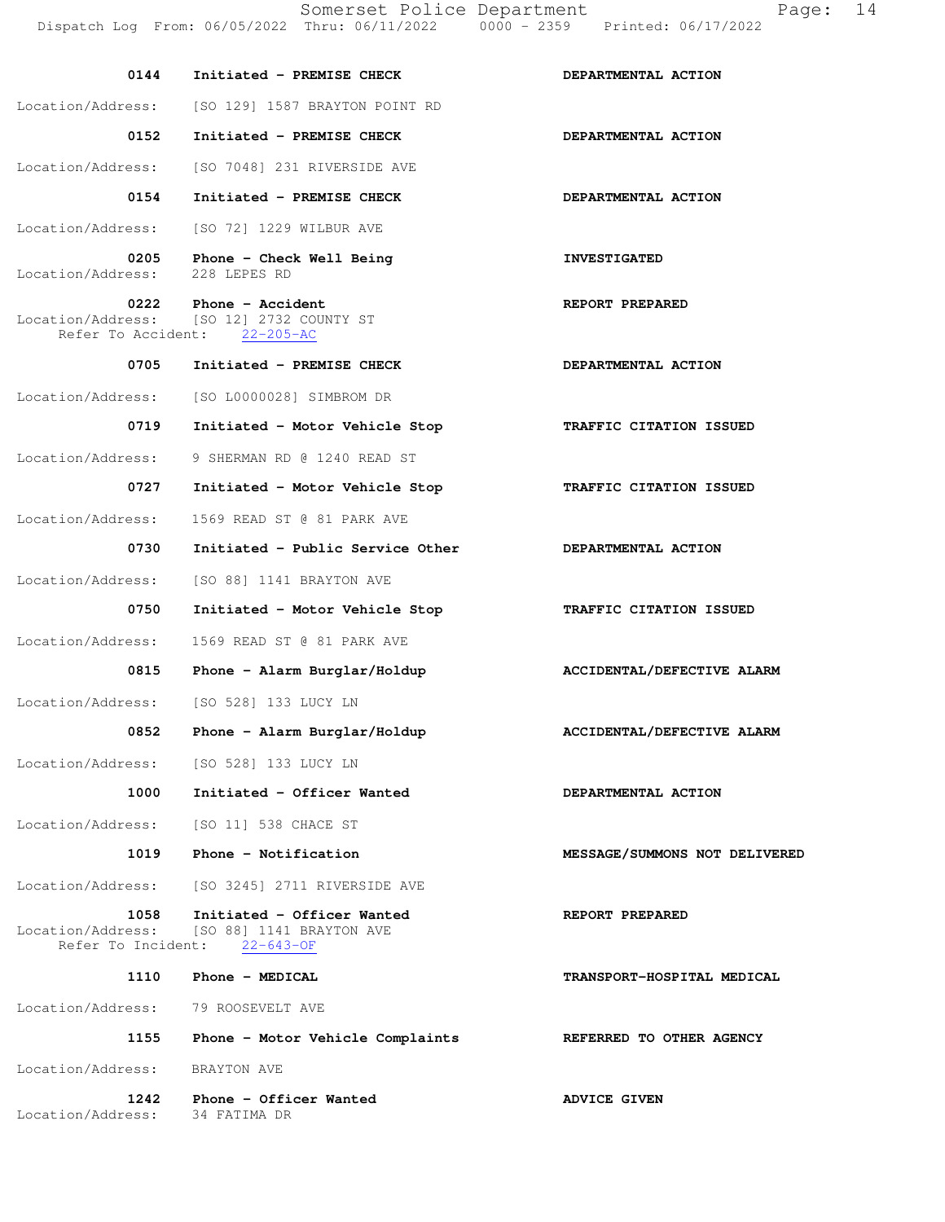| | | |
|---|---|---|
| **0144** | **Initiated - PREMISE CHECK** | **DEPARTMENTAL ACTION** |
| Location/Address: | [SO 129] 1587 BRAYTON POINT RD | |
| **0152** | **Initiated - PREMISE CHECK** | **DEPARTMENTAL ACTION** |
| Location/Address: | [SO 7048] 231 RIVERSIDE AVE | |
| **0154** | **Initiated - PREMISE CHECK** | **DEPARTMENTAL ACTION** |
| Location/Address: | [SO 72] 1229 WILBUR AVE | |
| **0205** | **Phone - Check Well Being** | **INVESTIGATED** |
| Location/Address: | 228 LEPES RD | |
| **0222** | **Phone - Accident** | **REPORT PREPARED** |
| Location/Address: | [SO 12] 2732 COUNTY ST | |
| Refer To Accident: | 22-205-AC | |
| **0705** | **Initiated - PREMISE CHECK** | **DEPARTMENTAL ACTION** |
| Location/Address: | [SO L0000028] SIMBROM DR | |
| **0719** | **Initiated - Motor Vehicle Stop** | **TRAFFIC CITATION ISSUED** |
| Location/Address: | 9 SHERMAN RD @ 1240 READ ST | |
| **0727** | **Initiated - Motor Vehicle Stop** | **TRAFFIC CITATION ISSUED** |
| Location/Address: | 1569 READ ST @ 81 PARK AVE | |
| **0730** | **Initiated - Public Service Other** | **DEPARTMENTAL ACTION** |
| Location/Address: | [SO 88] 1141 BRAYTON AVE | |
| **0750** | **Initiated - Motor Vehicle Stop** | **TRAFFIC CITATION ISSUED** |
| Location/Address: | 1569 READ ST @ 81 PARK AVE | |
| **0815** | **Phone - Alarm Burglar/Holdup** | **ACCIDENTAL/DEFECTIVE ALARM** |
| Location/Address: | [SO 528] 133 LUCY LN | |
| **0852** | **Phone - Alarm Burglar/Holdup** | **ACCIDENTAL/DEFECTIVE ALARM** |
| Location/Address: | [SO 528] 133 LUCY LN | |
| **1000** | **Initiated - Officer Wanted** | **DEPARTMENTAL ACTION** |
| Location/Address: | [SO 11] 538 CHACE ST | |
| **1019** | **Phone - Notification** | **MESSAGE/SUMMONS NOT DELIVERED** |
| Location/Address: | [SO 3245] 2711 RIVERSIDE AVE | |
| **1058** | **Initiated - Officer Wanted** | **REPORT PREPARED** |
| Location/Address: | [SO 88] 1141 BRAYTON AVE | |
| Refer To Incident: | 22-643-OF | |
| **1110** | **Phone - MEDICAL** | **TRANSPORT-HOSPITAL MEDICAL** |
| Location/Address: | 79 ROOSEVELT AVE | |
| **1155** | **Phone - Motor Vehicle Complaints** | **REFERRED TO OTHER AGENCY** |
| Location/Address: | BRAYTON AVE | |
| **1242** | **Phone - Officer Wanted** | **ADVICE GIVEN** |
| Location/Address: | 34 FATIMA DR | |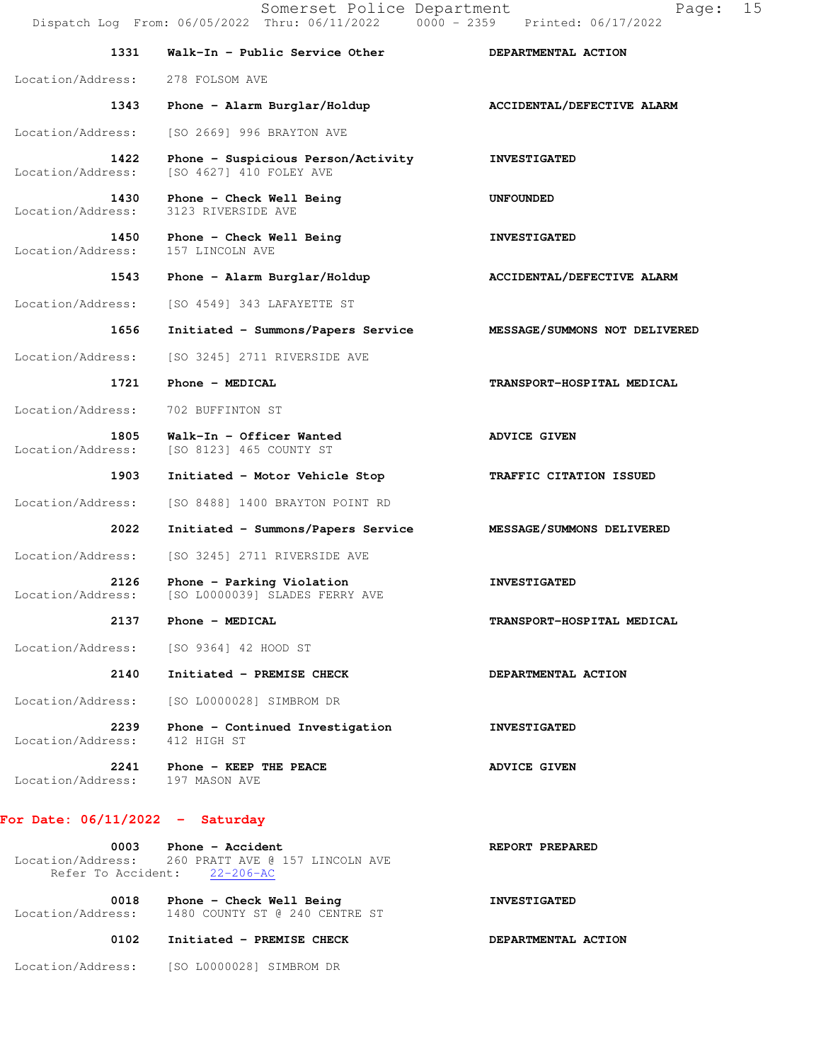1331 Walk-In - Public Service Other — DEPARTMENTAL ACTION

Location/Address: 278 FOLSOM AVE

1343 Phone - Alarm Burglar/Holdup — ACCIDENTAL/DEFECTIVE ALARM

Location/Address: [SO 2669] 996 BRAYTON AVE

1422 Phone - Suspicious Person/Activity — INVESTIGATED

Location/Address: [SO 4627] 410 FOLEY AVE

1430 Phone - Check Well Being — UNFOUNDED

Location/Address: 3123 RIVERSIDE AVE

1450 Phone - Check Well Being — INVESTIGATED

Location/Address: 157 LINCOLN AVE

1543 Phone - Alarm Burglar/Holdup — ACCIDENTAL/DEFECTIVE ALARM

Location/Address: [SO 4549] 343 LAFAYETTE ST

1656 Initiated - Summons/Papers Service — MESSAGE/SUMMONS NOT DELIVERED

Location/Address: [SO 3245] 2711 RIVERSIDE AVE

1721 Phone - MEDICAL — TRANSPORT-HOSPITAL MEDICAL

Location/Address: 702 BUFFINTON ST

1805 Walk-In - Officer Wanted — ADVICE GIVEN

Location/Address: [SO 8123] 465 COUNTY ST

1903 Initiated - Motor Vehicle Stop — TRAFFIC CITATION ISSUED

Location/Address: [SO 8488] 1400 BRAYTON POINT RD

2022 Initiated - Summons/Papers Service — MESSAGE/SUMMONS DELIVERED

Location/Address: [SO 3245] 2711 RIVERSIDE AVE

2126 Phone - Parking Violation — INVESTIGATED

Location/Address: [SO L0000039] SLADES FERRY AVE

2137 Phone - MEDICAL — TRANSPORT-HOSPITAL MEDICAL

Location/Address: [SO 9364] 42 HOOD ST

2140 Initiated - PREMISE CHECK — DEPARTMENTAL ACTION

Location/Address: [SO L0000028] SIMBROM DR

2239 Phone - Continued Investigation — INVESTIGATED

Location/Address: 412 HIGH ST

2241 Phone - KEEP THE PEACE — ADVICE GIVEN

Location/Address: 197 MASON AVE

## For Date: 06/11/2022 - Saturday

0003 Phone - Accident — REPORT PREPARED

Location/Address: 260 PRATT AVE @ 157 LINCOLN AVE

Refer To Accident: 22-206-AC

0018 Phone - Check Well Being — INVESTIGATED

Location/Address: 1480 COUNTY ST @ 240 CENTRE ST

0102 Initiated - PREMISE CHECK — DEPARTMENTAL ACTION

Location/Address: [SO L0000028] SIMBROM DR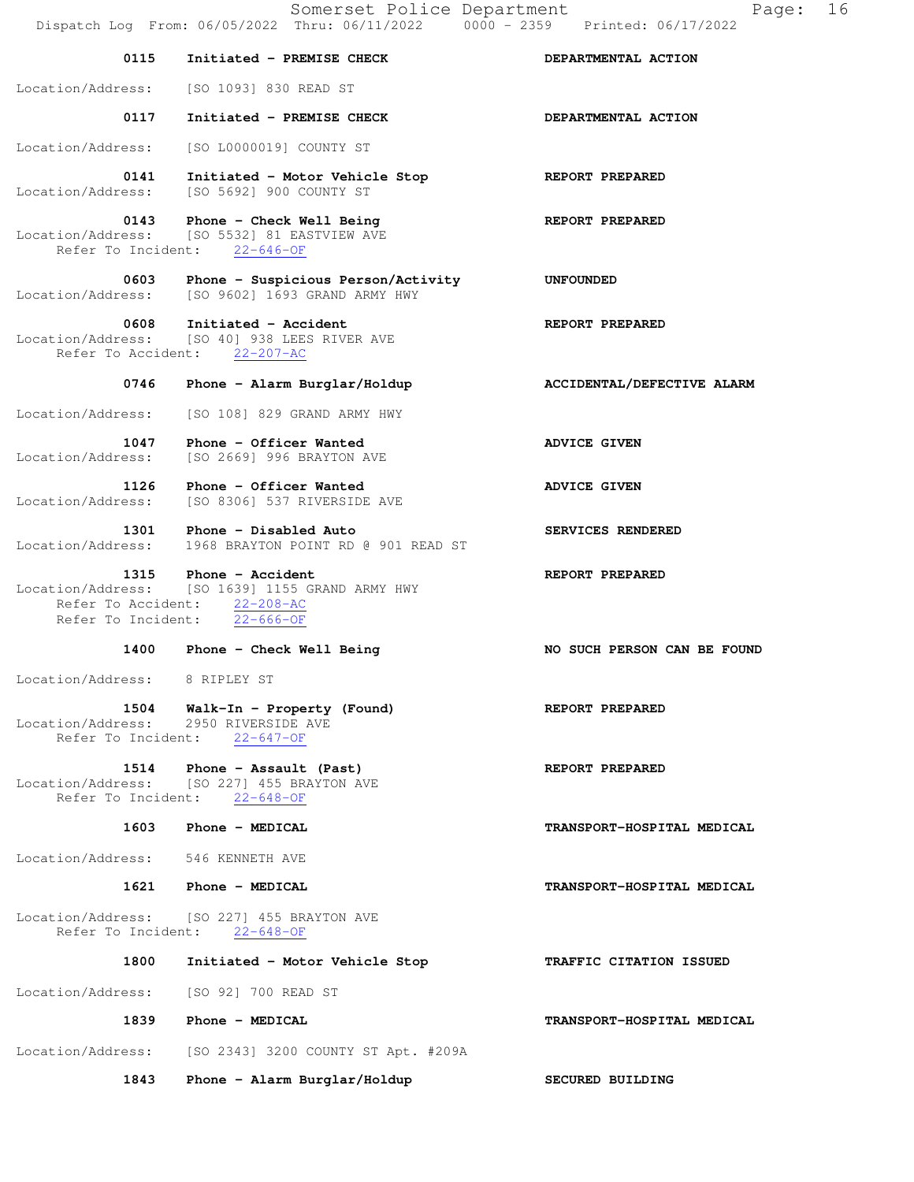0115 Initiated - PREMISE CHECK DEPARTMENTAL ACTION

Location/Address: [SO 1093] 830 READ ST

0117 Initiated - PREMISE CHECK DEPARTMENTAL ACTION

Location/Address: [SO L0000019] COUNTY ST

0141 Initiated - Motor Vehicle Stop REPORT PREPARED
Location/Address: [SO 5692] 900 COUNTY ST

0143 Phone - Check Well Being REPORT PREPARED
Location/Address: [SO 5532] 81 EASTVIEW AVE
Refer To Incident: 22-646-OF

0603 Phone - Suspicious Person/Activity UNFOUNDED
Location/Address: [SO 9602] 1693 GRAND ARMY HWY

0608 Initiated - Accident REPORT PREPARED
Location/Address: [SO 40] 938 LEES RIVER AVE
Refer To Accident: 22-207-AC

0746 Phone - Alarm Burglar/Holdup ACCIDENTAL/DEFECTIVE ALARM

Location/Address: [SO 108] 829 GRAND ARMY HWY

1047 Phone - Officer Wanted ADVICE GIVEN
Location/Address: [SO 2669] 996 BRAYTON AVE

1126 Phone - Officer Wanted ADVICE GIVEN
Location/Address: [SO 8306] 537 RIVERSIDE AVE

1301 Phone - Disabled Auto SERVICES RENDERED
Location/Address: 1968 BRAYTON POINT RD @ 901 READ ST

1315 Phone - Accident REPORT PREPARED
Location/Address: [SO 1639] 1155 GRAND ARMY HWY
Refer To Accident: 22-208-AC
Refer To Incident: 22-666-OF

1400 Phone - Check Well Being NO SUCH PERSON CAN BE FOUND

Location/Address: 8 RIPLEY ST

1504 Walk-In - Property (Found) REPORT PREPARED
Location/Address: 2950 RIVERSIDE AVE
Refer To Incident: 22-647-OF

1514 Phone - Assault (Past) REPORT PREPARED
Location/Address: [SO 227] 455 BRAYTON AVE
Refer To Incident: 22-648-OF

1603 Phone - MEDICAL TRANSPORT-HOSPITAL MEDICAL

Location/Address: 546 KENNETH AVE

1621 Phone - MEDICAL TRANSPORT-HOSPITAL MEDICAL

Location/Address: [SO 227] 455 BRAYTON AVE
Refer To Incident: 22-648-OF

1800 Initiated - Motor Vehicle Stop TRAFFIC CITATION ISSUED

Location/Address: [SO 92] 700 READ ST

1839 Phone - MEDICAL TRANSPORT-HOSPITAL MEDICAL

Location/Address: [SO 2343] 3200 COUNTY ST Apt. #209A

1843 Phone - Alarm Burglar/Holdup SECURED BUILDING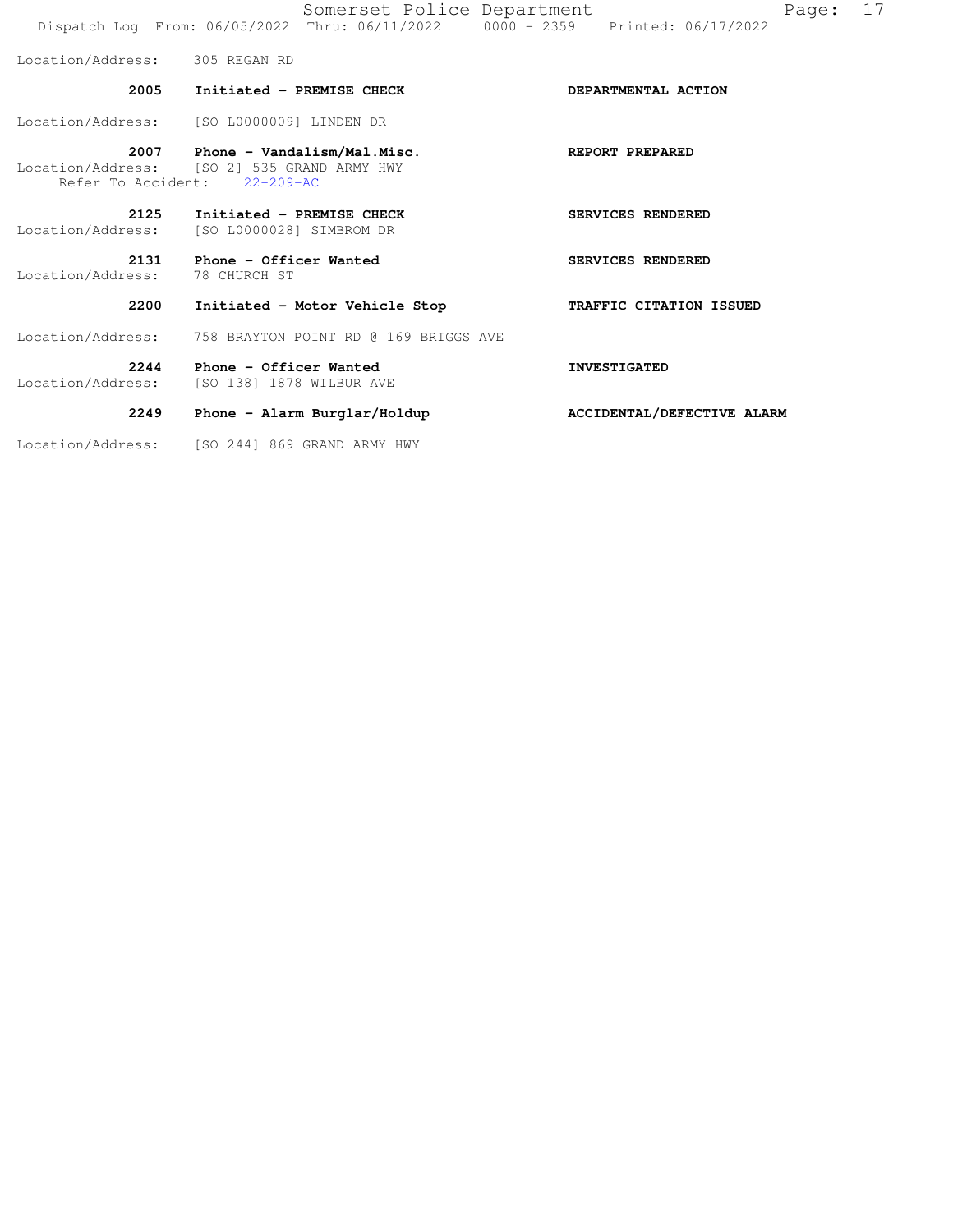Location/Address: 305 REGAN RD

**2005 Initiated - PREMISE CHECK** **DEPARTMENTAL ACTION**

Location/Address: [SO L0000009] LINDEN DR

**2007 Phone - Vandalism/Mal.Misc.** **REPORT PREPARED**
Location/Address: [SO 2] 535 GRAND ARMY HWY
Refer To Accident: 22-209-AC

**2125 Initiated - PREMISE CHECK** **SERVICES RENDERED**
Location/Address: [SO L0000028] SIMBROM DR

**2131 Phone - Officer Wanted** **SERVICES RENDERED**
Location/Address: 78 CHURCH ST

**2200 Initiated - Motor Vehicle Stop** **TRAFFIC CITATION ISSUED**

Location/Address: 758 BRAYTON POINT RD @ 169 BRIGGS AVE

**2244 Phone - Officer Wanted** **INVESTIGATED**
Location/Address: [SO 138] 1878 WILBUR AVE

**2249 Phone - Alarm Burglar/Holdup** **ACCIDENTAL/DEFECTIVE ALARM**

Location/Address: [SO 244] 869 GRAND ARMY HWY